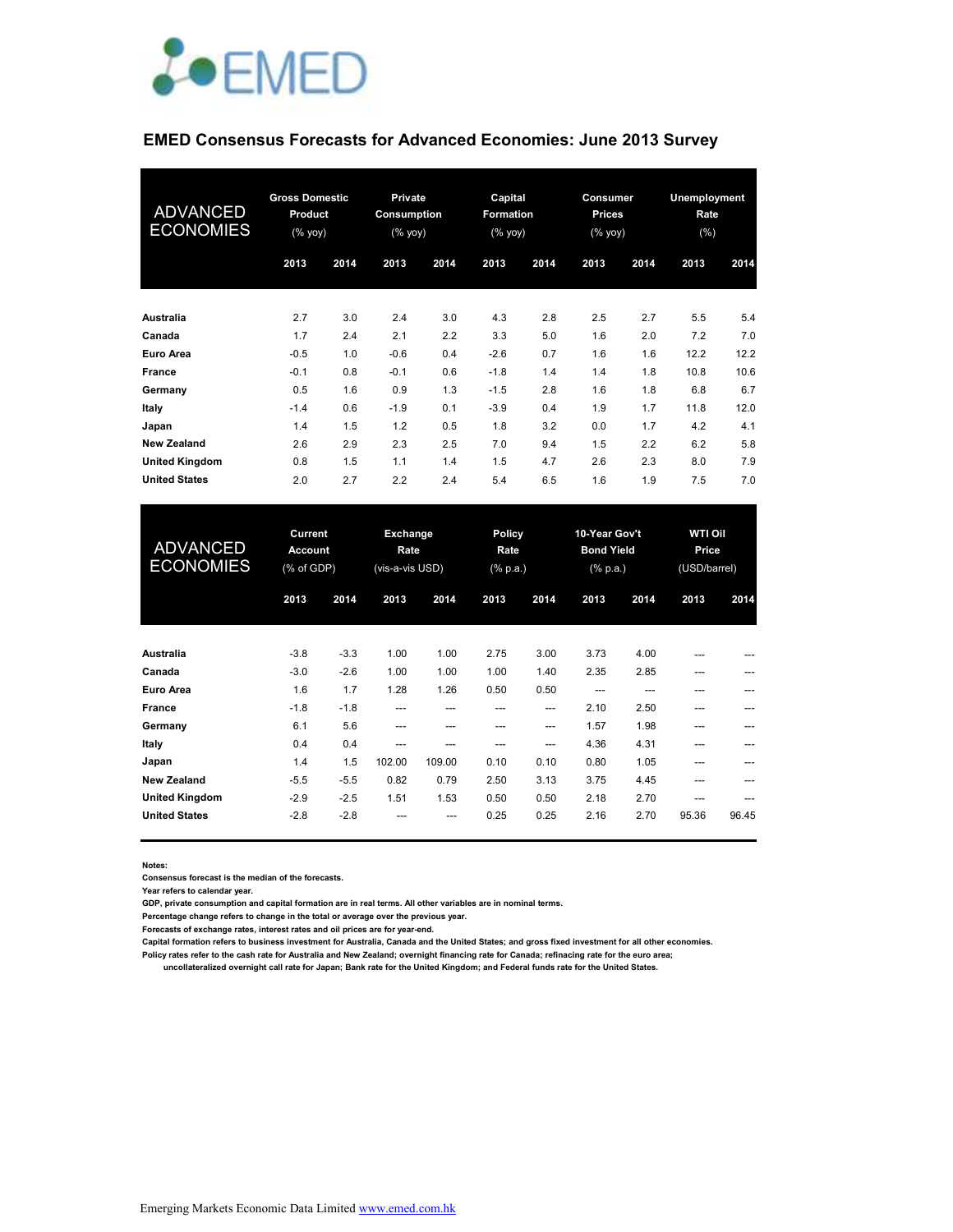# EMED Consensus Forecasts for Advanced Economies: June 2013 Survey

| ADVANCED ECONOMIES | Gross Domestic Product (% yoy) | | Private Consumption (% yoy) | | Capital Formation (% yoy) | | Consumer Prices (% yoy) | | Unemployment Rate (%) | |
|---|---|---|---|---|---|---|---|---|---|---|
| | 2013 | 2014 | 2013 | 2014 | 2013 | 2014 | 2013 | 2014 | 2013 | 2014 |
| **Australia** | 2.7 | 3.0 | 2.4 | 3.0 | 4.3 | 2.8 | 2.5 | 2.7 | 5.5 | 5.4 |
| **Canada** | 1.7 | 2.4 | 2.1 | 2.2 | 3.3 | 5.0 | 1.6 | 2.0 | 7.2 | 7.0 |
| **Euro Area** | -0.5 | 1.0 | -0.6 | 0.4 | -2.6 | 0.7 | 1.6 | 1.6 | 12.2 | 12.2 |
| **France** | -0.1 | 0.8 | -0.1 | 0.6 | -1.8 | 1.4 | 1.4 | 1.8 | 10.8 | 10.6 |
| **Germany** | 0.5 | 1.6 | 0.9 | 1.3 | -1.5 | 2.8 | 1.6 | 1.8 | 6.8 | 6.7 |
| **Italy** | -1.4 | 0.6 | -1.9 | 0.1 | -3.9 | 0.4 | 1.9 | 1.7 | 11.8 | 12.0 |
| **Japan** | 1.4 | 1.5 | 1.2 | 0.5 | 1.8 | 3.2 | 0.0 | 1.7 | 4.2 | 4.1 |
| **New Zealand** | 2.6 | 2.9 | 2.3 | 2.5 | 7.0 | 9.4 | 1.5 | 2.2 | 6.2 | 5.8 |
| **United Kingdom** | 0.8 | 1.5 | 1.1 | 1.4 | 1.5 | 4.7 | 2.6 | 2.3 | 8.0 | 7.9 |
| **United States** | 2.0 | 2.7 | 2.2 | 2.4 | 5.4 | 6.5 | 1.6 | 1.9 | 7.5 | 7.0 |

| ADVANCED ECONOMIES | Current Account (% of GDP) | | Exchange Rate (vis-a-vis USD) | | Policy Rate (% p.a.) | | 10-Year Gov't Bond Yield (% p.a.) | | WTI Oil Price (USD/barrel) | |
|---|---|---|---|---|---|---|---|---|---|---|
| | 2013 | 2014 | 2013 | 2014 | 2013 | 2014 | 2013 | 2014 | 2013 | 2014 |
| **Australia** | -3.8 | -3.3 | 1.00 | 1.00 | 2.75 | 3.00 | 3.73 | 4.00 | --- | --- |
| **Canada** | -3.0 | -2.6 | 1.00 | 1.00 | 1.00 | 1.40 | 2.35 | 2.85 | --- | --- |
| **Euro Area** | 1.6 | 1.7 | 1.28 | 1.26 | 0.50 | 0.50 | --- | --- | --- | --- |
| **France** | -1.8 | -1.8 | --- | --- | --- | --- | 2.10 | 2.50 | --- | --- |
| **Germany** | 6.1 | 5.6 | --- | --- | --- | --- | 1.57 | 1.98 | --- | --- |
| **Italy** | 0.4 | 0.4 | --- | --- | --- | --- | 4.36 | 4.31 | --- | --- |
| **Japan** | 1.4 | 1.5 | 102.00 | 109.00 | 0.10 | 0.10 | 0.80 | 1.05 | --- | --- |
| **New Zealand** | -5.5 | -5.5 | 0.82 | 0.79 | 2.50 | 3.13 | 3.75 | 4.45 | --- | --- |
| **United Kingdom** | -2.9 | -2.5 | 1.51 | 1.53 | 0.50 | 0.50 | 2.18 | 2.70 | --- | --- |
| **United States** | -2.8 | -2.8 | --- | --- | 0.25 | 0.25 | 2.16 | 2.70 | 95.36 | 96.45 |

**Notes:**

**Consensus forecast is the median of the forecasts.**

**Year refers to calendar year.**

**GDP, private consumption and capital formation are in real terms. All other variables are in nominal terms.**

**Percentage change refers to change in the total or average over the previous year.**

**Forecasts of exchange rates, interest rates and oil prices are for year-end.**

**Capital formation refers to business investment for Australia, Canada and the United States; and gross fixed investment for all other economies.**

**Policy rates refer to the cash rate for Australia and New Zealand; overnight financing rate for Canada; refinacing rate for the euro area; uncollateralized overnight call rate for Japan; Bank rate for the United Kingdom; and Federal funds rate for the United States.**

Emerging Markets Economic Data Limited www.emed.com.hk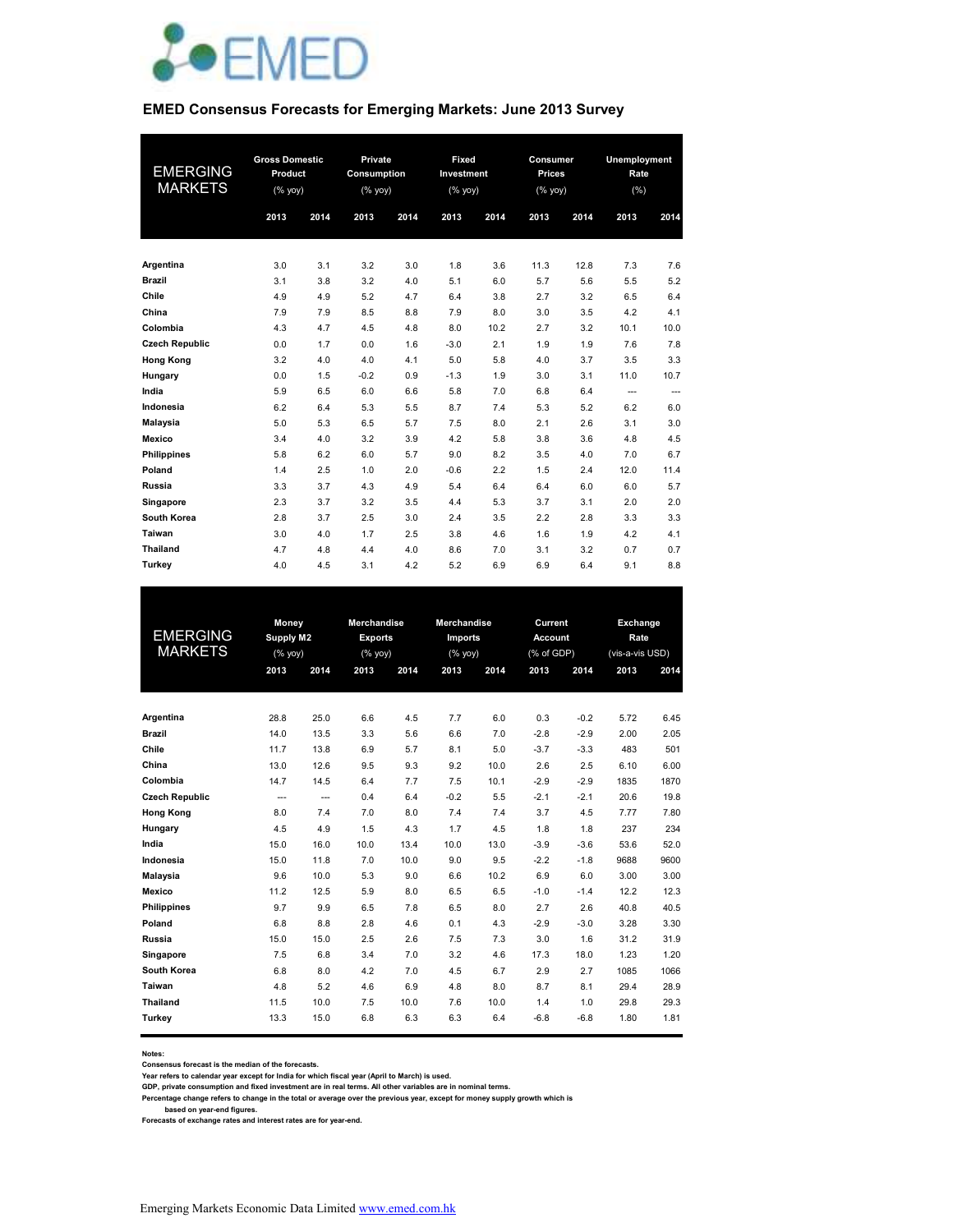# EMED Consensus Forecasts for Emerging Markets: June 2013 Survey

| EMERGING MARKETS | Gross Domestic Product (% yoy) | | Private Consumption (% yoy) | | Fixed Investment (% yoy) | | Consumer Prices (% yoy) | | Unemployment Rate (%) | |
|---|---|---|---|---|---|---|---|---|---|---|
| | 2013 | 2014 | 2013 | 2014 | 2013 | 2014 | 2013 | 2014 | 2013 | 2014 |
| **Argentina** | 3.0 | 3.1 | 3.2 | 3.0 | 1.8 | 3.6 | 11.3 | 12.8 | 7.3 | 7.6 |
| **Brazil** | 3.1 | 3.8 | 3.2 | 4.0 | 5.1 | 6.0 | 5.7 | 5.6 | 5.5 | 5.2 |
| **Chile** | 4.9 | 4.9 | 5.2 | 4.7 | 6.4 | 3.8 | 2.7 | 3.2 | 6.5 | 6.4 |
| **China** | 7.9 | 7.9 | 8.5 | 8.8 | 7.9 | 8.0 | 3.0 | 3.5 | 4.2 | 4.1 |
| **Colombia** | 4.3 | 4.7 | 4.5 | 4.8 | 8.0 | 10.2 | 2.7 | 3.2 | 10.1 | 10.0 |
| **Czech Republic** | 0.0 | 1.7 | 0.0 | 1.6 | -3.0 | 2.1 | 1.9 | 1.9 | 7.6 | 7.8 |
| **Hong Kong** | 3.2 | 4.0 | 4.0 | 4.1 | 5.0 | 5.8 | 4.0 | 3.7 | 3.5 | 3.3 |
| **Hungary** | 0.0 | 1.5 | -0.2 | 0.9 | -1.3 | 1.9 | 3.0 | 3.1 | 11.0 | 10.7 |
| **India** | 5.9 | 6.5 | 6.0 | 6.6 | 5.8 | 7.0 | 6.8 | 6.4 | --- | --- |
| **Indonesia** | 6.2 | 6.4 | 5.3 | 5.5 | 8.7 | 7.4 | 5.3 | 5.2 | 6.2 | 6.0 |
| **Malaysia** | 5.0 | 5.3 | 6.5 | 5.7 | 7.5 | 8.0 | 2.1 | 2.6 | 3.1 | 3.0 |
| **Mexico** | 3.4 | 4.0 | 3.2 | 3.9 | 4.2 | 5.8 | 3.8 | 3.6 | 4.8 | 4.5 |
| **Philippines** | 5.8 | 6.2 | 6.0 | 5.7 | 9.0 | 8.2 | 3.5 | 4.0 | 7.0 | 6.7 |
| **Poland** | 1.4 | 2.5 | 1.0 | 2.0 | -0.6 | 2.2 | 1.5 | 2.4 | 12.0 | 11.4 |
| **Russia** | 3.3 | 3.7 | 4.3 | 4.9 | 5.4 | 6.4 | 6.4 | 6.0 | 6.0 | 5.7 |
| **Singapore** | 2.3 | 3.7 | 3.2 | 3.5 | 4.4 | 5.3 | 3.7 | 3.1 | 2.0 | 2.0 |
| **South Korea** | 2.8 | 3.7 | 2.5 | 3.0 | 2.4 | 3.5 | 2.2 | 2.8 | 3.3 | 3.3 |
| **Taiwan** | 3.0 | 4.0 | 1.7 | 2.5 | 3.8 | 4.6 | 1.6 | 1.9 | 4.2 | 4.1 |
| **Thailand** | 4.7 | 4.8 | 4.4 | 4.0 | 8.6 | 7.0 | 3.1 | 3.2 | 0.7 | 0.7 |
| **Turkey** | 4.0 | 4.5 | 3.1 | 4.2 | 5.2 | 6.9 | 6.9 | 6.4 | 9.1 | 8.8 |

| EMERGING MARKETS | Money Supply M2 (% yoy) | | Merchandise Exports (% yoy) | | Merchandise Imports (% yoy) | | Current Account (% of GDP) | | Exchange Rate (vis-a-vis USD) | |
|---|---|---|---|---|---|---|---|---|---|---|
| | 2013 | 2014 | 2013 | 2014 | 2013 | 2014 | 2013 | 2014 | 2013 | 2014 |
| **Argentina** | 28.8 | 25.0 | 6.6 | 4.5 | 7.7 | 6.0 | 0.3 | -0.2 | 5.72 | 6.45 |
| **Brazil** | 14.0 | 13.5 | 3.3 | 5.6 | 6.6 | 7.0 | -2.8 | -2.9 | 2.00 | 2.05 |
| **Chile** | 11.7 | 13.8 | 6.9 | 5.7 | 8.1 | 5.0 | -3.7 | -3.3 | 483 | 501 |
| **China** | 13.0 | 12.6 | 9.5 | 9.3 | 9.2 | 10.0 | 2.6 | 2.5 | 6.10 | 6.00 |
| **Colombia** | 14.7 | 14.5 | 6.4 | 7.7 | 7.5 | 10.1 | -2.9 | -2.9 | 1835 | 1870 |
| **Czech Republic** | --- | --- | 0.4 | 6.4 | -0.2 | 5.5 | -2.1 | -2.1 | 20.6 | 19.8 |
| **Hong Kong** | 8.0 | 7.4 | 7.0 | 8.0 | 7.4 | 7.4 | 3.7 | 4.5 | 7.77 | 7.80 |
| **Hungary** | 4.5 | 4.9 | 1.5 | 4.3 | 1.7 | 4.5 | 1.8 | 1.8 | 237 | 234 |
| **India** | 15.0 | 16.0 | 10.0 | 13.4 | 10.0 | 13.0 | -3.9 | -3.6 | 53.6 | 52.0 |
| **Indonesia** | 15.0 | 11.8 | 7.0 | 10.0 | 9.0 | 9.5 | -2.2 | -1.8 | 9688 | 9600 |
| **Malaysia** | 9.6 | 10.0 | 5.3 | 9.0 | 6.6 | 10.2 | 6.9 | 6.0 | 3.00 | 3.00 |
| **Mexico** | 11.2 | 12.5 | 5.9 | 8.0 | 6.5 | 6.5 | -1.0 | -1.4 | 12.2 | 12.3 |
| **Philippines** | 9.7 | 9.9 | 6.5 | 7.8 | 6.5 | 8.0 | 2.7 | 2.6 | 40.8 | 40.5 |
| **Poland** | 6.8 | 8.8 | 2.8 | 4.6 | 0.1 | 4.3 | -2.9 | -3.0 | 3.28 | 3.30 |
| **Russia** | 15.0 | 15.0 | 2.5 | 2.6 | 7.5 | 7.3 | 3.0 | 1.6 | 31.2 | 31.9 |
| **Singapore** | 7.5 | 6.8 | 3.4 | 7.0 | 3.2 | 4.6 | 17.3 | 18.0 | 1.23 | 1.20 |
| **South Korea** | 6.8 | 8.0 | 4.2 | 7.0 | 4.5 | 6.7 | 2.9 | 2.7 | 1085 | 1066 |
| **Taiwan** | 4.8 | 5.2 | 4.6 | 6.9 | 4.8 | 8.0 | 8.7 | 8.1 | 29.4 | 28.9 |
| **Thailand** | 11.5 | 10.0 | 7.5 | 10.0 | 7.6 | 10.0 | 1.4 | 1.0 | 29.8 | 29.3 |
| **Turkey** | 13.3 | 15.0 | 6.8 | 6.3 | 6.3 | 6.4 | -6.8 | -6.8 | 1.80 | 1.81 |

**Notes:**
**Consensus forecast is the median of the forecasts.**
**Year refers to calendar year except for India for which fiscal year (April to March) is used.**
**GDP, private consumption and fixed investment are in real terms. All other variables are in nominal terms.**
**Percentage change refers to change in the total or average over the previous year, except for money supply growth which is based on year-end figures.**
**Forecasts of exchange rates and interest rates are for year-end.**

Emerging Markets Economic Data Limited www.emed.com.hk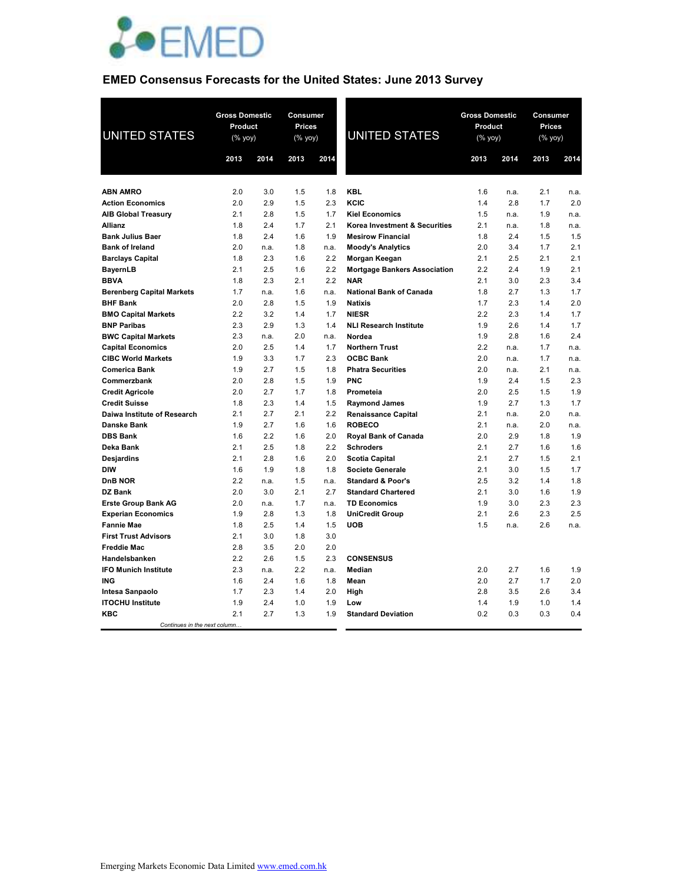# EMED Consensus Forecasts for the United States: June 2013 Survey

| UNITED STATES | Gross Domestic Product (% yoy) | | Consumer Prices (% yoy) | |
|---|---|---|---|---|
| | 2013 | 2014 | 2013 | 2014 |
| **ABN AMRO** | 2.0 | 3.0 | 1.5 | 1.8 |
| **Action Economics** | 2.0 | 2.9 | 1.5 | 2.3 |
| **AIB Global Treasury** | 2.1 | 2.8 | 1.5 | 1.7 |
| **Allianz** | 1.8 | 2.4 | 1.7 | 2.1 |
| **Bank Julius Baer** | 1.8 | 2.4 | 1.6 | 1.9 |
| **Bank of Ireland** | 2.0 | n.a. | 1.8 | n.a. |
| **Barclays Capital** | 1.8 | 2.3 | 1.6 | 2.2 |
| **BayernLB** | 2.1 | 2.5 | 1.6 | 2.2 |
| **BBVA** | 1.8 | 2.3 | 2.1 | 2.2 |
| **Berenberg Capital Markets** | 1.7 | n.a. | 1.6 | n.a. |
| **BHF Bank** | 2.0 | 2.8 | 1.5 | 1.9 |
| **BMO Capital Markets** | 2.2 | 3.2 | 1.4 | 1.7 |
| **BNP Paribas** | 2.3 | 2.9 | 1.3 | 1.4 |
| **BWC Capital Markets** | 2.3 | n.a. | 2.0 | n.a. |
| **Capital Economics** | 2.0 | 2.5 | 1.4 | 1.7 |
| **CIBC World Markets** | 1.9 | 3.3 | 1.7 | 2.3 |
| **Comerica Bank** | 1.9 | 2.7 | 1.5 | 1.8 |
| **Commerzbank** | 2.0 | 2.8 | 1.5 | 1.9 |
| **Credit Agricole** | 2.0 | 2.7 | 1.7 | 1.8 |
| **Credit Suisse** | 1.8 | 2.3 | 1.4 | 1.5 |
| **Daiwa Institute of Research** | 2.1 | 2.7 | 2.1 | 2.2 |
| **Danske Bank** | 1.9 | 2.7 | 1.6 | 1.6 |
| **DBS Bank** | 1.6 | 2.2 | 1.6 | 2.0 |
| **Deka Bank** | 2.1 | 2.5 | 1.8 | 2.2 |
| **Desjardins** | 2.1 | 2.8 | 1.6 | 2.0 |
| **DIW** | 1.6 | 1.9 | 1.8 | 1.8 |
| **DnB NOR** | 2.2 | n.a. | 1.5 | n.a. |
| **DZ Bank** | 2.0 | 3.0 | 2.1 | 2.7 |
| **Erste Group Bank AG** | 2.0 | n.a. | 1.7 | n.a. |
| **Experian Economics** | 1.9 | 2.8 | 1.3 | 1.8 |
| **Fannie Mae** | 1.8 | 2.5 | 1.4 | 1.5 |
| **First Trust Advisors** | 2.1 | 3.0 | 1.8 | 3.0 |
| **Freddie Mac** | 2.8 | 3.5 | 2.0 | 2.0 |
| **Handelsbanken** | 2.2 | 2.6 | 1.5 | 2.3 |
| **IFO Munich Institute** | 2.3 | n.a. | 2.2 | n.a. |
| **ING** | 1.6 | 2.4 | 1.6 | 1.8 |
| **Intesa Sanpaolo** | 1.7 | 2.3 | 1.4 | 2.0 |
| **ITOCHU Institute** | 1.9 | 2.4 | 1.0 | 1.9 |
| **KBC** | 2.1 | 2.7 | 1.3 | 1.9 |
| **KBL** | 1.6 | n.a. | 2.1 | n.a. |
| **KCIC** | 1.4 | 2.8 | 1.7 | 2.0 |
| **Kiel Economics** | 1.5 | n.a. | 1.9 | n.a. |
| **Korea Investment & Securities** | 2.1 | n.a. | 1.8 | n.a. |
| **Mesirow Financial** | 1.8 | 2.4 | 1.5 | 1.5 |
| **Moody's Analytics** | 2.0 | 3.4 | 1.7 | 2.1 |
| **Morgan Keegan** | 2.1 | 2.5 | 2.1 | 2.1 |
| **Mortgage Bankers Association** | 2.2 | 2.4 | 1.9 | 2.1 |
| **NAR** | 2.1 | 3.0 | 2.3 | 3.4 |
| **National Bank of Canada** | 1.8 | 2.7 | 1.3 | 1.7 |
| **Natixis** | 1.7 | 2.3 | 1.4 | 2.0 |
| **NIESR** | 2.2 | 2.3 | 1.4 | 1.7 |
| **NLI Research Institute** | 1.9 | 2.6 | 1.4 | 1.7 |
| **Nordea** | 1.9 | 2.8 | 1.6 | 2.4 |
| **Northern Trust** | 2.2 | n.a. | 1.7 | n.a. |
| **OCBC Bank** | 2.0 | n.a. | 1.7 | n.a. |
| **Phatra Securities** | 2.0 | n.a. | 2.1 | n.a. |
| **PNC** | 1.9 | 2.4 | 1.5 | 2.3 |
| **Prometeia** | 2.0 | 2.5 | 1.5 | 1.9 |
| **Raymond James** | 1.9 | 2.7 | 1.3 | 1.7 |
| **Renaissance Capital** | 2.1 | n.a. | 2.0 | n.a. |
| **ROBECO** | 2.1 | n.a. | 2.0 | n.a. |
| **Royal Bank of Canada** | 2.0 | 2.9 | 1.8 | 1.9 |
| **Schroders** | 2.1 | 2.7 | 1.6 | 1.6 |
| **Scotia Capital** | 2.1 | 2.7 | 1.5 | 2.1 |
| **Societe Generale** | 2.1 | 3.0 | 1.5 | 1.7 |
| **Standard & Poor's** | 2.5 | 3.2 | 1.4 | 1.8 |
| **Standard Chartered** | 2.1 | 3.0 | 1.6 | 1.9 |
| **TD Economics** | 1.9 | 3.0 | 2.3 | 2.3 |
| **UniCredit Group** | 2.1 | 2.6 | 2.3 | 2.5 |
| **UOB** | 1.5 | n.a. | 2.6 | n.a. |
| **CONSENSUS** | | | | |
| **Median** | 2.0 | 2.7 | 1.6 | 1.9 |
| **Mean** | 2.0 | 2.7 | 1.7 | 2.0 |
| **High** | 2.8 | 3.5 | 2.6 | 3.4 |
| **Low** | 1.4 | 1.9 | 1.0 | 1.4 |
| **Standard Deviation** | 0.2 | 0.3 | 0.3 | 0.4 |

*Continues in the next column…*

Emerging Markets Economic Data Limited www.emed.com.hk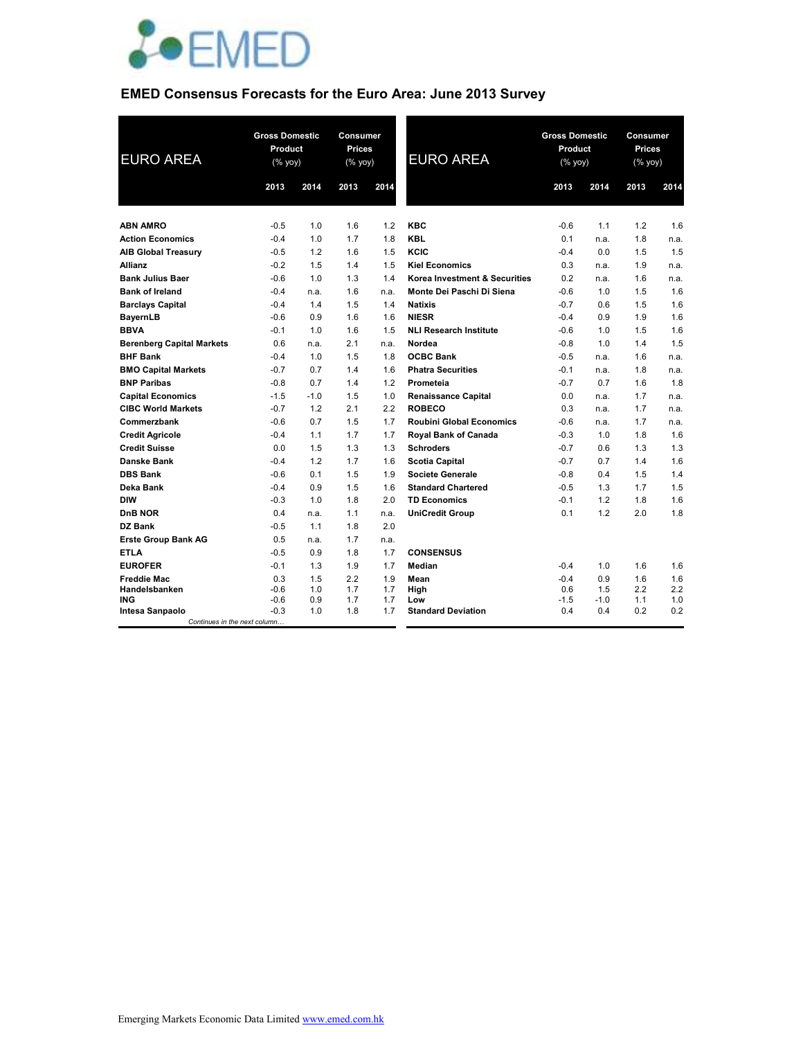EMED

## EMED Consensus Forecasts for the Euro Area: June 2013 Survey

| EURO AREA | Gross Domestic Product (% yoy) | | Consumer Prices (% yoy) | |
|---|---|---|---|---|
| | 2013 | 2014 | 2013 | 2014 |
| **ABN AMRO** | -0.5 | 1.0 | 1.6 | 1.2 |
| **Action Economics** | -0.4 | 1.0 | 1.7 | 1.8 |
| **AIB Global Treasury** | -0.5 | 1.2 | 1.6 | 1.5 |
| **Allianz** | -0.2 | 1.5 | 1.4 | 1.5 |
| **Bank Julius Baer** | -0.6 | 1.0 | 1.3 | 1.4 |
| **Bank of Ireland** | -0.4 | n.a. | 1.6 | n.a. |
| **Barclays Capital** | -0.4 | 1.4 | 1.5 | 1.4 |
| **BayernLB** | -0.6 | 0.9 | 1.6 | 1.6 |
| **BBVA** | -0.1 | 1.0 | 1.6 | 1.5 |
| **Berenberg Capital Markets** | 0.6 | n.a. | 2.1 | n.a. |
| **BHF Bank** | -0.4 | 1.0 | 1.5 | 1.8 |
| **BMO Capital Markets** | -0.7 | 0.7 | 1.4 | 1.6 |
| **BNP Paribas** | -0.8 | 0.7 | 1.4 | 1.2 |
| **Capital Economics** | -1.5 | -1.0 | 1.5 | 1.0 |
| **CIBC World Markets** | -0.7 | 1.2 | 2.1 | 2.2 |
| **Commerzbank** | -0.6 | 0.7 | 1.5 | 1.7 |
| **Credit Agricole** | -0.4 | 1.1 | 1.7 | 1.7 |
| **Credit Suisse** | 0.0 | 1.5 | 1.3 | 1.3 |
| **Danske Bank** | -0.4 | 1.2 | 1.7 | 1.6 |
| **DBS Bank** | -0.6 | 0.1 | 1.5 | 1.9 |
| **Deka Bank** | -0.4 | 0.9 | 1.5 | 1.6 |
| **DIW** | -0.3 | 1.0 | 1.8 | 2.0 |
| **DnB NOR** | 0.4 | n.a. | 1.1 | n.a. |
| **DZ Bank** | -0.5 | 1.1 | 1.8 | 2.0 |
| **Erste Group Bank AG** | 0.5 | n.a. | 1.7 | n.a. |
| **ETLA** | -0.5 | 0.9 | 1.8 | 1.7 |
| **EUROFER** | -0.1 | 1.3 | 1.9 | 1.7 |
| **Freddie Mac** | 0.3 | 1.5 | 2.2 | 1.9 |
| **Handelsbanken** | -0.6 | 1.0 | 1.7 | 1.7 |
| **ING** | -0.6 | 0.9 | 1.7 | 1.7 |
| **Intesa Sanpaolo** | -0.3 | 1.0 | 1.8 | 1.7 |
| **KBC** | -0.6 | 1.1 | 1.2 | 1.6 |
| **KBL** | 0.1 | n.a. | 1.8 | n.a. |
| **KCIC** | -0.4 | 0.0 | 1.5 | 1.5 |
| **Kiel Economics** | 0.3 | n.a. | 1.9 | n.a. |
| **Korea Investment & Securities** | 0.2 | n.a. | 1.6 | n.a. |
| **Monte Dei Paschi Di Siena** | -0.6 | 1.0 | 1.5 | 1.6 |
| **Natixis** | -0.7 | 0.6 | 1.5 | 1.6 |
| **NIESR** | -0.4 | 0.9 | 1.9 | 1.6 |
| **NLI Research Institute** | -0.6 | 1.0 | 1.5 | 1.6 |
| **Nordea** | -0.8 | 1.0 | 1.4 | 1.5 |
| **OCBC Bank** | -0.5 | n.a. | 1.6 | n.a. |
| **Phatra Securities** | -0.1 | n.a. | 1.8 | n.a. |
| **Prometeia** | -0.7 | 0.7 | 1.6 | 1.8 |
| **Renaissance Capital** | 0.0 | n.a. | 1.7 | n.a. |
| **ROBECO** | 0.3 | n.a. | 1.7 | n.a. |
| **Roubini Global Economics** | -0.6 | n.a. | 1.7 | n.a. |
| **Royal Bank of Canada** | -0.3 | 1.0 | 1.8 | 1.6 |
| **Schroders** | -0.7 | 0.6 | 1.3 | 1.3 |
| **Scotia Capital** | -0.7 | 0.7 | 1.4 | 1.6 |
| **Societe Generale** | -0.8 | 0.4 | 1.5 | 1.4 |
| **Standard Chartered** | -0.5 | 1.3 | 1.7 | 1.5 |
| **TD Economics** | -0.1 | 1.2 | 1.8 | 1.6 |
| **UniCredit Group** | 0.1 | 1.2 | 2.0 | 1.8 |
| **CONSENSUS** | | | | |
| **Median** | -0.4 | 1.0 | 1.6 | 1.6 |
| **Mean** | -0.4 | 0.9 | 1.6 | 1.6 |
| **High** | 0.6 | 1.5 | 2.2 | 2.2 |
| **Low** | -1.5 | -1.0 | 1.1 | 1.0 |
| **Standard Deviation** | 0.4 | 0.4 | 0.2 | 0.2 |

*Continues in the next column…*

Emerging Markets Economic Data Limited www.emed.com.hk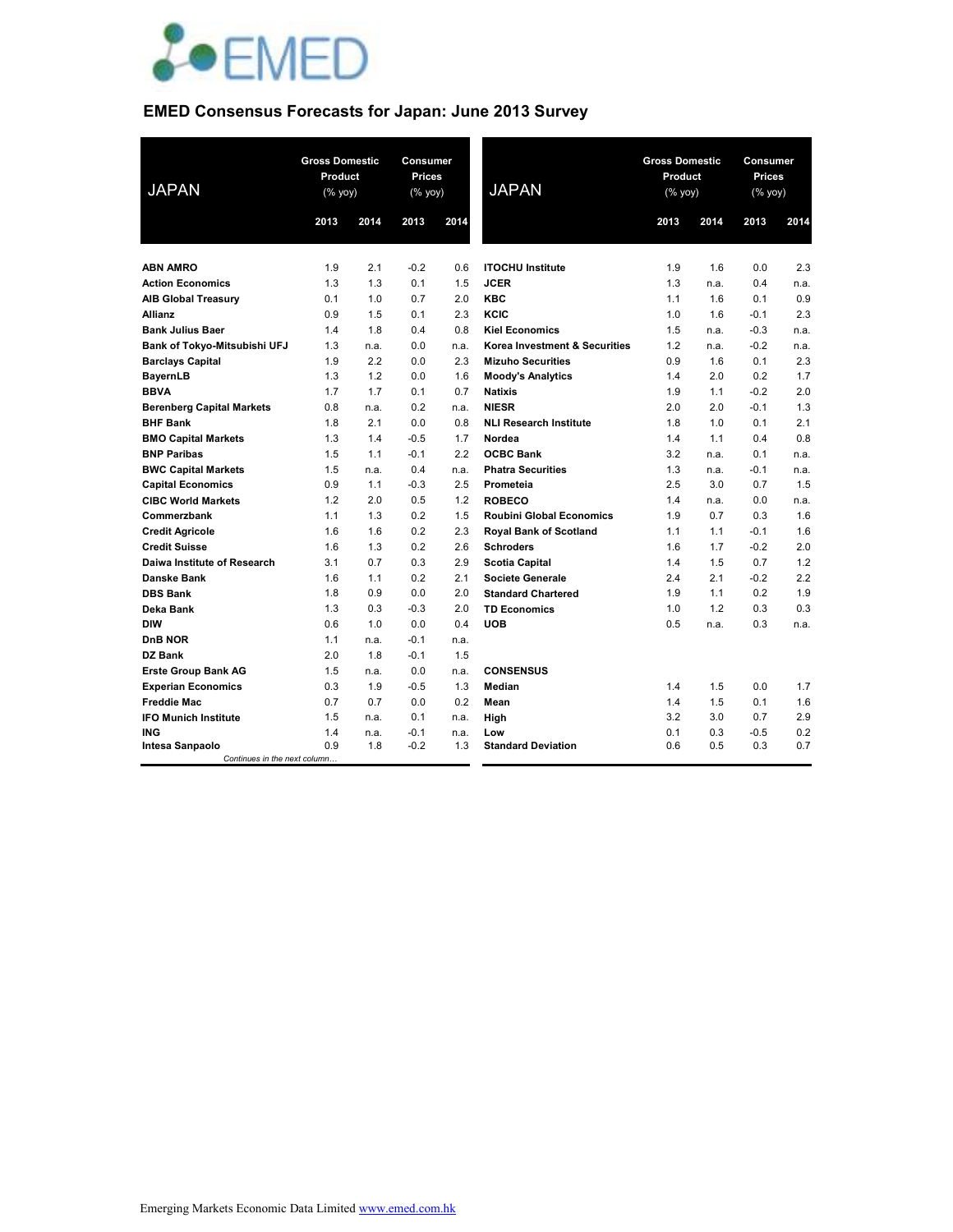# EMED Consensus Forecasts for Japan: June 2013 Survey

| JAPAN | Gross Domestic Product (% yoy) | | Consumer Prices (% yoy) | |
|---|---|---|---|---|
| | 2013 | 2014 | 2013 | 2014 |
| **ABN AMRO** | 1.9 | 2.1 | -0.2 | 0.6 |
| **Action Economics** | 1.3 | 1.3 | 0.1 | 1.5 |
| **AIB Global Treasury** | 0.1 | 1.0 | 0.7 | 2.0 |
| **Allianz** | 0.9 | 1.5 | 0.1 | 2.3 |
| **Bank Julius Baer** | 1.4 | 1.8 | 0.4 | 0.8 |
| **Bank of Tokyo-Mitsubishi UFJ** | 1.3 | n.a. | 0.0 | n.a. |
| **Barclays Capital** | 1.9 | 2.2 | 0.0 | 2.3 |
| **BayernLB** | 1.3 | 1.2 | 0.0 | 1.6 |
| **BBVA** | 1.7 | 1.7 | 0.1 | 0.7 |
| **Berenberg Capital Markets** | 0.8 | n.a. | 0.2 | n.a. |
| **BHF Bank** | 1.8 | 2.1 | 0.0 | 0.8 |
| **BMO Capital Markets** | 1.3 | 1.4 | -0.5 | 1.7 |
| **BNP Paribas** | 1.5 | 1.1 | -0.1 | 2.2 |
| **BWC Capital Markets** | 1.5 | n.a. | 0.4 | n.a. |
| **Capital Economics** | 0.9 | 1.1 | -0.3 | 2.5 |
| **CIBC World Markets** | 1.2 | 2.0 | 0.5 | 1.2 |
| **Commerzbank** | 1.1 | 1.3 | 0.2 | 1.5 |
| **Credit Agricole** | 1.6 | 1.6 | 0.2 | 2.3 |
| **Credit Suisse** | 1.6 | 1.3 | 0.2 | 2.6 |
| **Daiwa Institute of Research** | 3.1 | 0.7 | 0.3 | 2.9 |
| **Danske Bank** | 1.6 | 1.1 | 0.2 | 2.1 |
| **DBS Bank** | 1.8 | 0.9 | 0.0 | 2.0 |
| **Deka Bank** | 1.3 | 0.3 | -0.3 | 2.0 |
| **DIW** | 0.6 | 1.0 | 0.0 | 0.4 |
| **DnB NOR** | 1.1 | n.a. | -0.1 | n.a. |
| **DZ Bank** | 2.0 | 1.8 | -0.1 | 1.5 |
| **Erste Group Bank AG** | 1.5 | n.a. | 0.0 | n.a. |
| **Experian Economics** | 0.3 | 1.9 | -0.5 | 1.3 |
| **Freddie Mac** | 0.7 | 0.7 | 0.0 | 0.2 |
| **IFO Munich Institute** | 1.5 | n.a. | 0.1 | n.a. |
| **ING** | 1.4 | n.a. | -0.1 | n.a. |
| **Intesa Sanpaolo** | 0.9 | 1.8 | -0.2 | 1.3 |
| **ITOCHU Institute** | 1.9 | 1.6 | 0.0 | 2.3 |
| **JCER** | 1.3 | n.a. | 0.4 | n.a. |
| **KBC** | 1.1 | 1.6 | 0.1 | 0.9 |
| **KCIC** | 1.0 | 1.6 | -0.1 | 2.3 |
| **Kiel Economics** | 1.5 | n.a. | -0.3 | n.a. |
| **Korea Investment & Securities** | 1.2 | n.a. | -0.2 | n.a. |
| **Mizuho Securities** | 0.9 | 1.6 | 0.1 | 2.3 |
| **Moody's Analytics** | 1.4 | 2.0 | 0.2 | 1.7 |
| **Natixis** | 1.9 | 1.1 | -0.2 | 2.0 |
| **NIESR** | 2.0 | 2.0 | -0.1 | 1.3 |
| **NLI Research Institute** | 1.8 | 1.0 | 0.1 | 2.1 |
| **Nordea** | 1.4 | 1.1 | 0.4 | 0.8 |
| **OCBC Bank** | 3.2 | n.a. | 0.1 | n.a. |
| **Phatra Securities** | 1.3 | n.a. | -0.1 | n.a. |
| **Prometeia** | 2.5 | 3.0 | 0.7 | 1.5 |
| **ROBECO** | 1.4 | n.a. | 0.0 | n.a. |
| **Roubini Global Economics** | 1.9 | 0.7 | 0.3 | 1.6 |
| **Royal Bank of Scotland** | 1.1 | 1.1 | -0.1 | 1.6 |
| **Schroders** | 1.6 | 1.7 | -0.2 | 2.0 |
| **Scotia Capital** | 1.4 | 1.5 | 0.7 | 1.2 |
| **Societe Generale** | 2.4 | 2.1 | -0.2 | 2.2 |
| **Standard Chartered** | 1.9 | 1.1 | 0.2 | 1.9 |
| **TD Economics** | 1.0 | 1.2 | 0.3 | 0.3 |
| **UOB** | 0.5 | n.a. | 0.3 | n.a. |
| **CONSENSUS** | | | | |
| **Median** | 1.4 | 1.5 | 0.0 | 1.7 |
| **Mean** | 1.4 | 1.5 | 0.1 | 1.6 |
| **High** | 3.2 | 3.0 | 0.7 | 2.9 |
| **Low** | 0.1 | 0.3 | -0.5 | 0.2 |
| **Standard Deviation** | 0.6 | 0.5 | 0.3 | 0.7 |

Emerging Markets Economic Data Limited www.emed.com.hk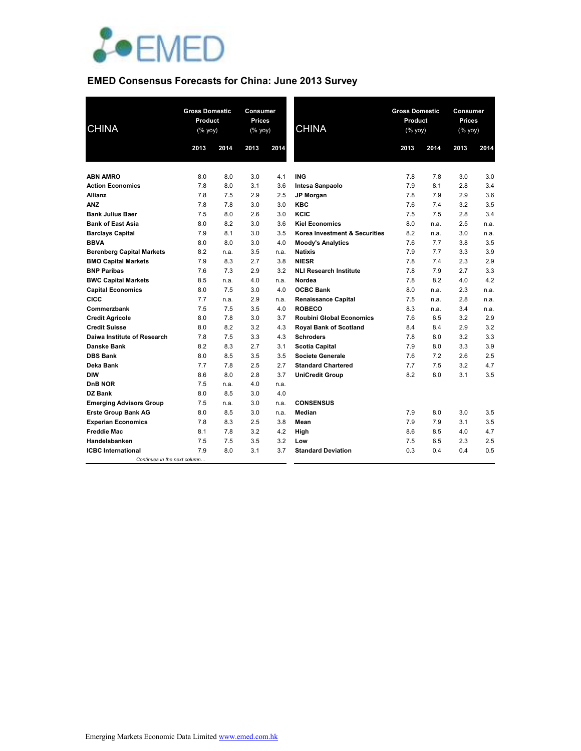# EMED Consensus Forecasts for China: June 2013 Survey

| CHINA | Gross Domestic Product (% yoy) | | Consumer Prices (% yoy) | |
|---|---|---|---|---|
| | 2013 | 2014 | 2013 | 2014 |
| **ABN AMRO** | 8.0 | 8.0 | 3.0 | 4.1 |
| **Action Economics** | 7.8 | 8.0 | 3.1 | 3.6 |
| **Allianz** | 7.8 | 7.5 | 2.9 | 2.5 |
| **ANZ** | 7.8 | 7.8 | 3.0 | 3.0 |
| **Bank Julius Baer** | 7.5 | 8.0 | 2.6 | 3.0 |
| **Bank of East Asia** | 8.0 | 8.2 | 3.0 | 3.6 |
| **Barclays Capital** | 7.9 | 8.1 | 3.0 | 3.5 |
| **BBVA** | 8.0 | 8.0 | 3.0 | 4.0 |
| **Berenberg Capital Markets** | 8.2 | n.a. | 3.5 | n.a. |
| **BMO Capital Markets** | 7.9 | 8.3 | 2.7 | 3.8 |
| **BNP Paribas** | 7.6 | 7.3 | 2.9 | 3.2 |
| **BWC Capital Markets** | 8.5 | n.a. | 4.0 | n.a. |
| **Capital Economics** | 8.0 | 7.5 | 3.0 | 4.0 |
| **CICC** | 7.7 | n.a. | 2.9 | n.a. |
| **Commerzbank** | 7.5 | 7.5 | 3.5 | 4.0 |
| **Credit Agricole** | 8.0 | 7.8 | 3.0 | 3.7 |
| **Credit Suisse** | 8.0 | 8.2 | 3.2 | 4.3 |
| **Daiwa Institute of Research** | 7.8 | 7.5 | 3.3 | 4.3 |
| **Danske Bank** | 8.2 | 8.3 | 2.7 | 3.1 |
| **DBS Bank** | 8.0 | 8.5 | 3.5 | 3.5 |
| **Deka Bank** | 7.7 | 7.8 | 2.5 | 2.7 |
| **DIW** | 8.6 | 8.0 | 2.8 | 3.7 |
| **DnB NOR** | 7.5 | n.a. | 4.0 | n.a. |
| **DZ Bank** | 8.0 | 8.5 | 3.0 | 4.0 |
| **Emerging Advisors Group** | 7.5 | n.a. | 3.0 | n.a. |
| **Erste Group Bank AG** | 8.0 | 8.5 | 3.0 | n.a. |
| **Experian Economics** | 7.8 | 8.3 | 2.5 | 3.8 |
| **Freddie Mac** | 8.1 | 7.8 | 3.2 | 4.2 |
| **Handelsbanken** | 7.5 | 7.5 | 3.5 | 3.2 |
| **ICBC International** | 7.9 | 8.0 | 3.1 | 3.7 |
| **ING** | 7.8 | 7.8 | 3.0 | 3.0 |
| **Intesa Sanpaolo** | 7.9 | 8.1 | 2.8 | 3.4 |
| **JP Morgan** | 7.8 | 7.9 | 2.9 | 3.6 |
| **KBC** | 7.6 | 7.4 | 3.2 | 3.5 |
| **KCIC** | 7.5 | 7.5 | 2.8 | 3.4 |
| **Kiel Economics** | 8.0 | n.a. | 2.5 | n.a. |
| **Korea Investment & Securities** | 8.2 | n.a. | 3.0 | n.a. |
| **Moody's Analytics** | 7.6 | 7.7 | 3.8 | 3.5 |
| **Natixis** | 7.9 | 7.7 | 3.3 | 3.9 |
| **NIESR** | 7.8 | 7.4 | 2.3 | 2.9 |
| **NLI Research Institute** | 7.8 | 7.9 | 2.7 | 3.3 |
| **Nordea** | 7.8 | 8.2 | 4.0 | 4.2 |
| **OCBC Bank** | 8.0 | n.a. | 2.3 | n.a. |
| **Renaissance Capital** | 7.5 | n.a. | 2.8 | n.a. |
| **ROBECO** | 8.3 | n.a. | 3.4 | n.a. |
| **Roubini Global Economics** | 7.6 | 6.5 | 3.2 | 2.9 |
| **Royal Bank of Scotland** | 8.4 | 8.4 | 2.9 | 3.2 |
| **Schroders** | 7.8 | 8.0 | 3.2 | 3.3 |
| **Scotia Capital** | 7.9 | 8.0 | 3.3 | 3.9 |
| **Societe Generale** | 7.6 | 7.2 | 2.6 | 2.5 |
| **Standard Chartered** | 7.7 | 7.5 | 3.2 | 4.7 |
| **UniCredit Group** | 8.2 | 8.0 | 3.1 | 3.5 |
| **CONSENSUS** | | | | |
| **Median** | 7.9 | 8.0 | 3.0 | 3.5 |
| **Mean** | 7.9 | 7.9 | 3.1 | 3.5 |
| **High** | 8.6 | 8.5 | 4.0 | 4.7 |
| **Low** | 7.5 | 6.5 | 2.3 | 2.5 |
| **Standard Deviation** | 0.3 | 0.4 | 0.4 | 0.5 |

Emerging Markets Economic Data Limited www.emed.com.hk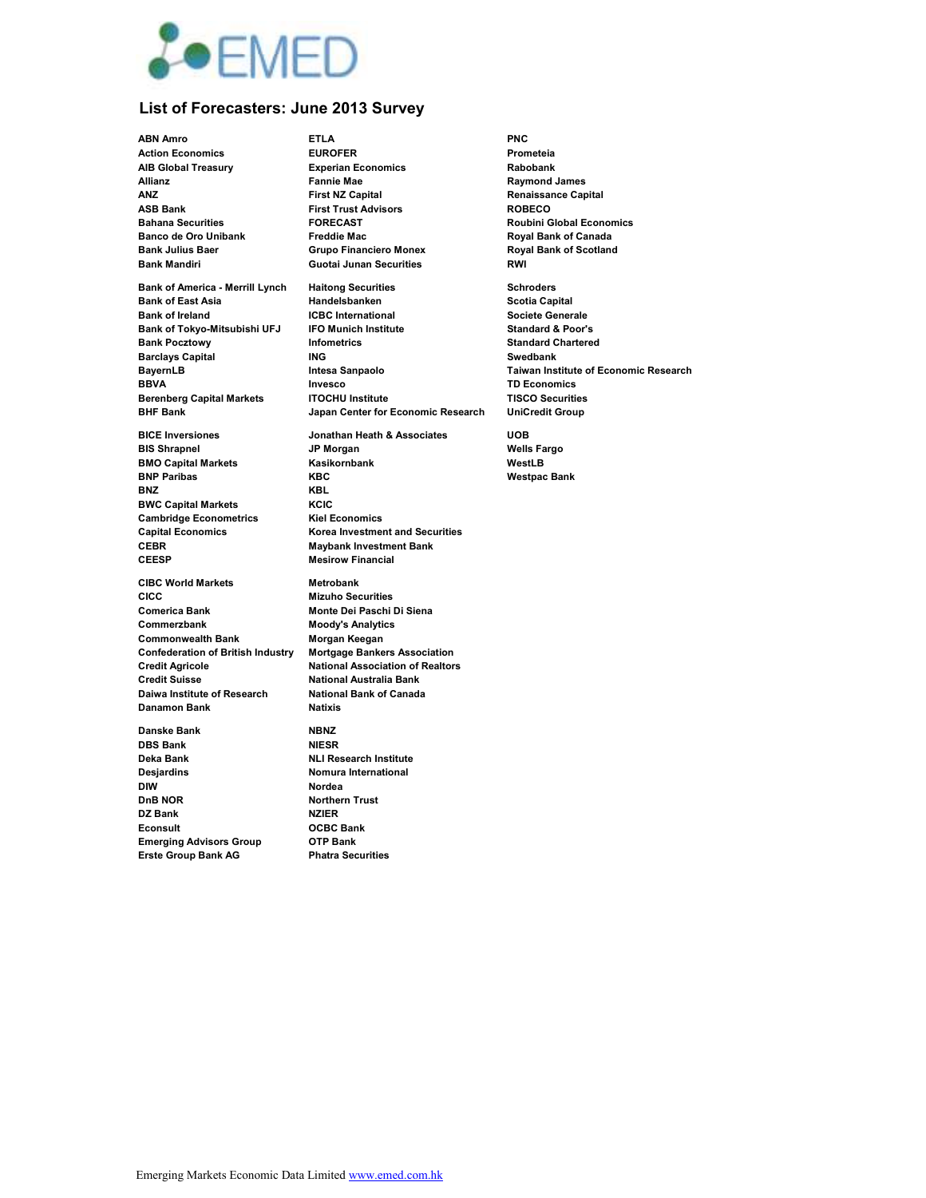EMED

## List of Forecasters: June 2013 Survey

**ABN Amro**
**Action Economics**
**AIB Global Treasury**
**Allianz**
**ANZ**
**ASB Bank**
**Bahana Securities**
**Banco de Oro Unibank**
**Bank Julius Baer**
**Bank Mandiri**

**Bank of America - Merrill Lynch**
**Bank of East Asia**
**Bank of Ireland**
**Bank of Tokyo-Mitsubishi UFJ**
**Bank Pocztowy**
**Barclays Capital**
**BayernLB**
**BBVA**
**Berenberg Capital Markets**
**BHF Bank**

**BICE Inversiones**
**BIS Shrapnel**
**BMO Capital Markets**
**BNP Paribas**
**BNZ**
**BWC Capital Markets**
**Cambridge Econometrics**
**Capital Economics**
**CEBR**
**CEESP**

**CIBC World Markets**
**CICC**
**Comerica Bank**
**Commerzbank**
**Commonwealth Bank**
**Confederation of British Industry**
**Credit Agricole**
**Credit Suisse**
**Daiwa Institute of Research**
**Danamon Bank**

**Danske Bank**
**DBS Bank**
**Deka Bank**
**Desjardins**
**DIW**
**DnB NOR**
**DZ Bank**
**Econsult**
**Emerging Advisors Group**
**Erste Group Bank AG**

**ETLA**
**EUROFER**
**Experian Economics**
**Fannie Mae**
**First NZ Capital**
**First Trust Advisors**
**FORECAST**
**Freddie Mac**
**Grupo Financiero Monex**
**Guotai Junan Securities**

**Haitong Securities**
**Handelsbanken**
**ICBC International**
**IFO Munich Institute**
**Infometrics**
**ING**
**Intesa Sanpaolo**
**Invesco**
**ITOCHU Institute**
**Japan Center for Economic Research**

**Jonathan Heath & Associates**
**JP Morgan**
**Kasikornbank**
**KBC**
**KBL**
**KCIC**
**Kiel Economics**
**Korea Investment and Securities**
**Maybank Investment Bank**
**Mesirow Financial**

**Metrobank**
**Mizuho Securities**
**Monte Dei Paschi Di Siena**
**Moody's Analytics**
**Morgan Keegan**
**Mortgage Bankers Association**
**National Association of Realtors**
**National Australia Bank**
**National Bank of Canada**
**Natixis**

**NBNZ**
**NIESR**
**NLI Research Institute**
**Nomura International**
**Nordea**
**Northern Trust**
**NZIER**
**OCBC Bank**
**OTP Bank**
**Phatra Securities**

**PNC**
**Prometeia**
**Rabobank**
**Raymond James**
**Renaissance Capital**
**ROBECO**
**Roubini Global Economics**
**Royal Bank of Canada**
**Royal Bank of Scotland**
**RWI**

**Schroders**
**Scotia Capital**
**Societe Generale**
**Standard & Poor's**
**Standard Chartered**
**Swedbank**
**Taiwan Institute of Economic Research**
**TD Economics**
**TISCO Securities**
**UniCredit Group**

**UOB**
**Wells Fargo**
**WestLB**
**Westpac Bank**

Emerging Markets Economic Data Limited www.emed.com.hk